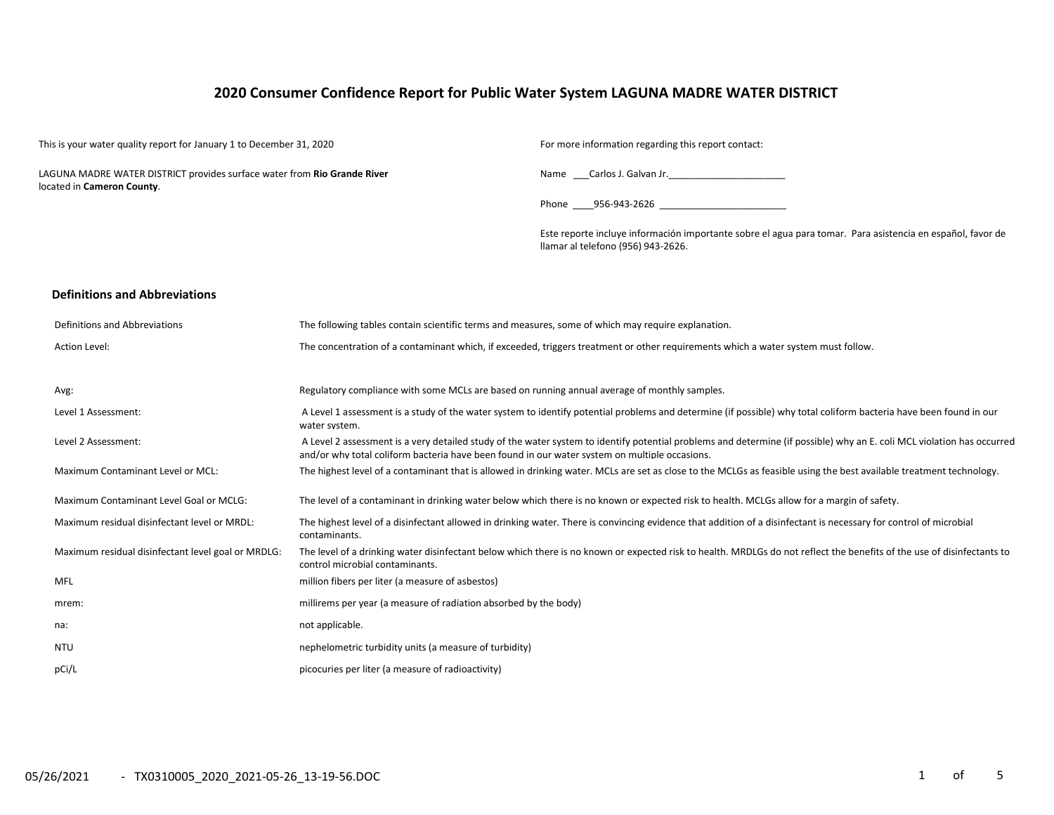# 2020 Consumer Confidence Report for Public Water System LAGUNA MADRE WATER DISTRICT

This is your water quality report for January 1 to December 31, 2020

LAGUNA MADRE WATER DISTRICT provides surface water from **Rio Grande River** located in **Cameron County**.

For more information regarding this report contact:

Name ___Carlos J. Galvan Jr.______________________

Phone ____956-943-2626 ________________________

Este reporte incluye información importante sobre el agua para tomar. Para asistencia en español, favor de llamar al telefono (956) 943-2626.

## Definitions and Abbreviations

| Definitions and Abbreviations | The following tables contain scientific terms and measures, some of which may require explanation. |
|---|---|
| Action Level: | The concentration of a contaminant which, if exceeded, triggers treatment or other requirements which a water system must follow. |
| Avg: | Regulatory compliance with some MCLs are based on running annual average of monthly samples. |
| Level 1 Assessment: | A Level 1 assessment is a study of the water system to identify potential problems and determine (if possible) why total coliform bacteria have been found in our water system. |
| Level 2 Assessment: | A Level 2 assessment is a very detailed study of the water system to identify potential problems and determine (if possible) why an E. coli MCL violation has occurred and/or why total coliform bacteria have been found in our water system on multiple occasions. |
| Maximum Contaminant Level or MCL: | The highest level of a contaminant that is allowed in drinking water. MCLs are set as close to the MCLGs as feasible using the best available treatment technology. |
| Maximum Contaminant Level Goal or MCLG: | The level of a contaminant in drinking water below which there is no known or expected risk to health. MCLGs allow for a margin of safety. |
| Maximum residual disinfectant level or MRDL: | The highest level of a disinfectant allowed in drinking water. There is convincing evidence that addition of a disinfectant is necessary for control of microbial contaminants. |
| Maximum residual disinfectant level goal or MRDLG: | The level of a drinking water disinfectant below which there is no known or expected risk to health. MRDLGs do not reflect the benefits of the use of disinfectants to control microbial contaminants. |
| MFL | million fibers per liter (a measure of asbestos) |
| mrem: | millirems per year (a measure of radiation absorbed by the body) |
| na: | not applicable. |
| NTU | nephelometric turbidity units (a measure of turbidity) |
| pCi/L | picocuries per liter (a measure of radioactivity) |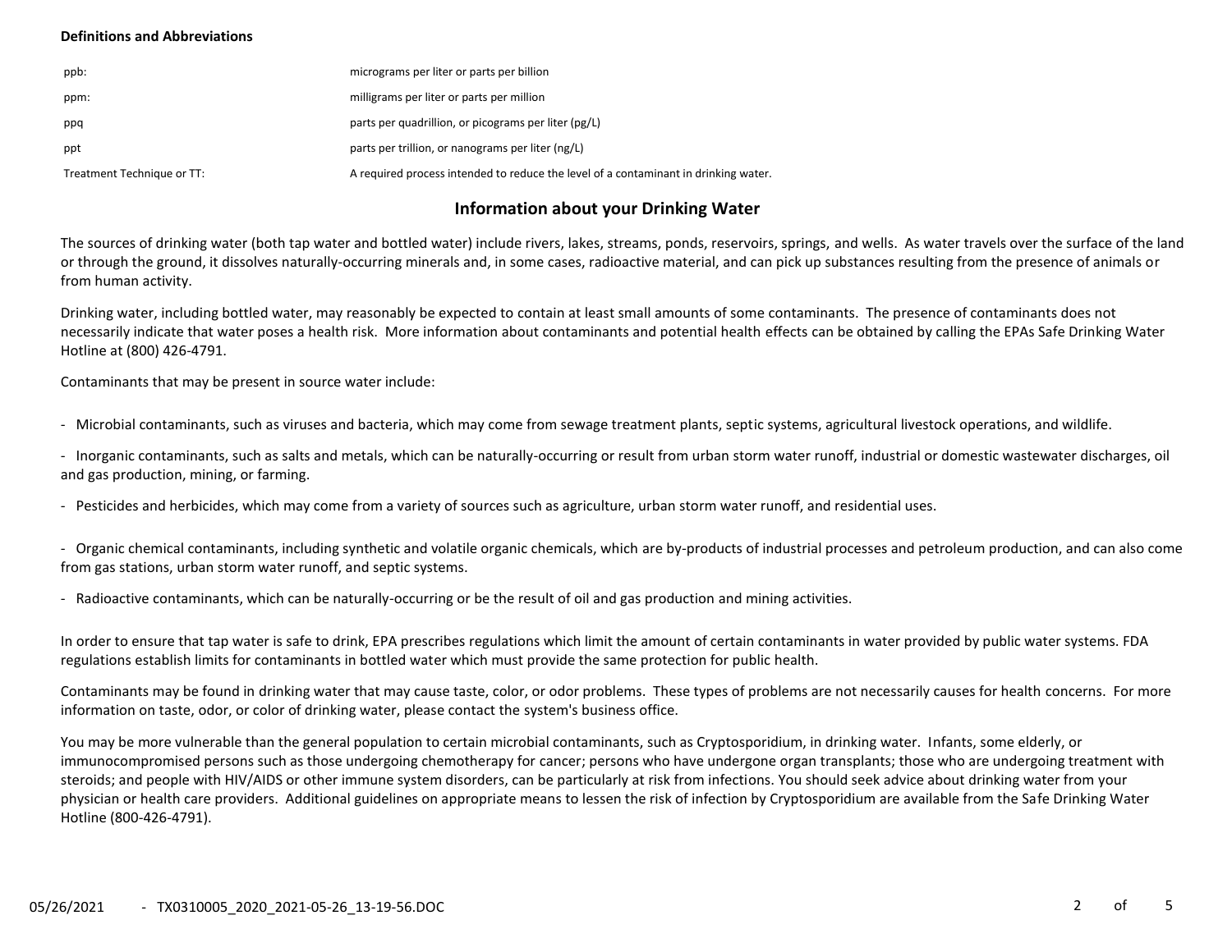**Definitions and Abbreviations**

| | |
|---|---|
| ppb: | micrograms per liter or parts per billion |
| ppm: | milligrams per liter or parts per million |
| ppq | parts per quadrillion, or picograms per liter (pg/L) |
| ppt | parts per trillion, or nanograms per liter (ng/L) |
| Treatment Technique or TT: | A required process intended to reduce the level of a contaminant in drinking water. |

## Information about your Drinking Water

The sources of drinking water (both tap water and bottled water) include rivers, lakes, streams, ponds, reservoirs, springs, and wells. As water travels over the surface of the land or through the ground, it dissolves naturally-occurring minerals and, in some cases, radioactive material, and can pick up substances resulting from the presence of animals or from human activity.

Drinking water, including bottled water, may reasonably be expected to contain at least small amounts of some contaminants. The presence of contaminants does not necessarily indicate that water poses a health risk. More information about contaminants and potential health effects can be obtained by calling the EPAs Safe Drinking Water Hotline at (800) 426-4791.

Contaminants that may be present in source water include:

- Microbial contaminants, such as viruses and bacteria, which may come from sewage treatment plants, septic systems, agricultural livestock operations, and wildlife.
- Inorganic contaminants, such as salts and metals, which can be naturally-occurring or result from urban storm water runoff, industrial or domestic wastewater discharges, oil and gas production, mining, or farming.
- Pesticides and herbicides, which may come from a variety of sources such as agriculture, urban storm water runoff, and residential uses.
- Organic chemical contaminants, including synthetic and volatile organic chemicals, which are by-products of industrial processes and petroleum production, and can also come from gas stations, urban storm water runoff, and septic systems.
- Radioactive contaminants, which can be naturally-occurring or be the result of oil and gas production and mining activities.

In order to ensure that tap water is safe to drink, EPA prescribes regulations which limit the amount of certain contaminants in water provided by public water systems. FDA regulations establish limits for contaminants in bottled water which must provide the same protection for public health.

Contaminants may be found in drinking water that may cause taste, color, or odor problems. These types of problems are not necessarily causes for health concerns. For more information on taste, odor, or color of drinking water, please contact the system's business office.

You may be more vulnerable than the general population to certain microbial contaminants, such as Cryptosporidium, in drinking water. Infants, some elderly, or immunocompromised persons such as those undergoing chemotherapy for cancer; persons who have undergone organ transplants; those who are undergoing treatment with steroids; and people with HIV/AIDS or other immune system disorders, can be particularly at risk from infections. You should seek advice about drinking water from your physician or health care providers. Additional guidelines on appropriate means to lessen the risk of infection by Cryptosporidium are available from the Safe Drinking Water Hotline (800-426-4791).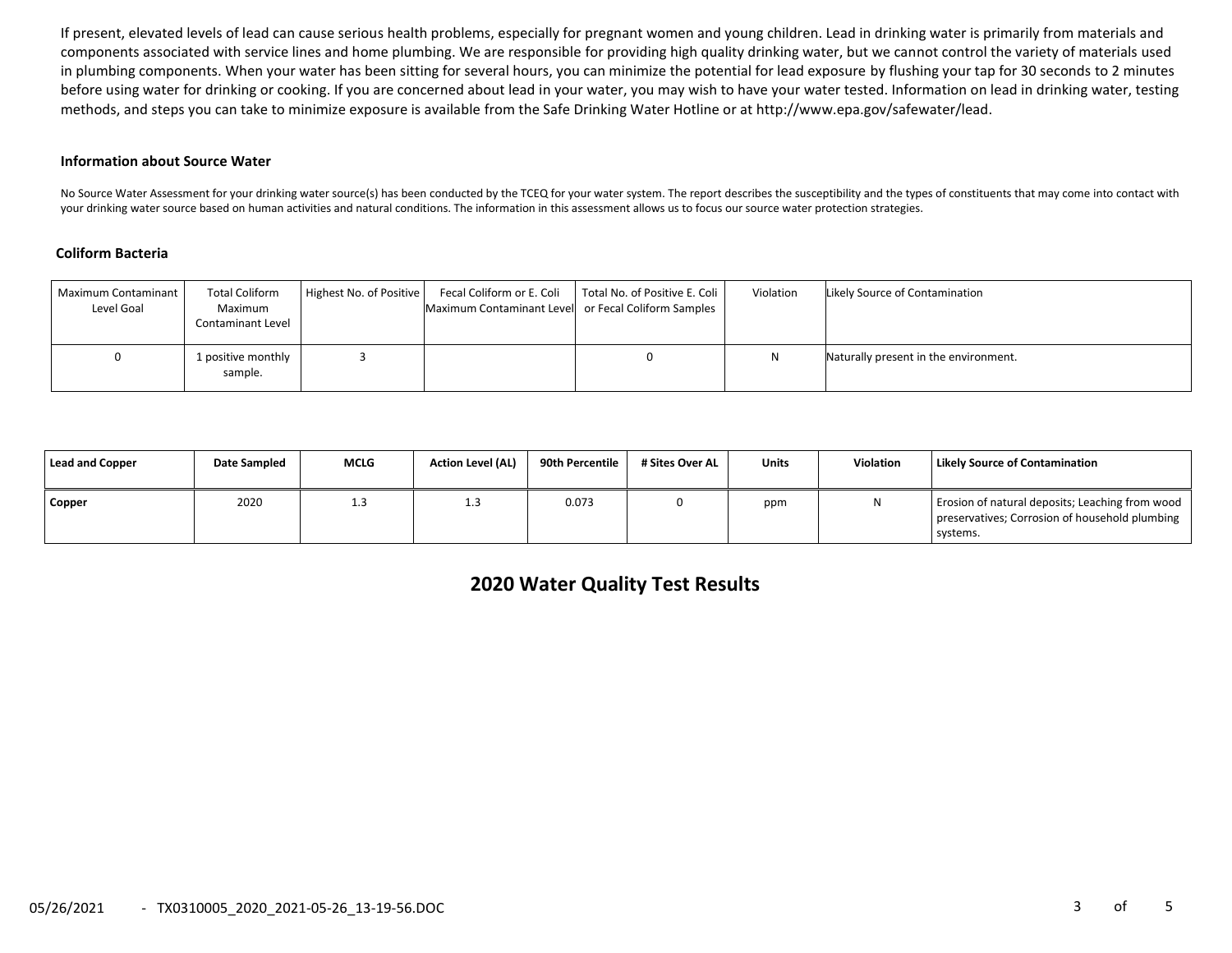If present, elevated levels of lead can cause serious health problems, especially for pregnant women and young children. Lead in drinking water is primarily from materials and components associated with service lines and home plumbing. We are responsible for providing high quality drinking water, but we cannot control the variety of materials used in plumbing components. When your water has been sitting for several hours, you can minimize the potential for lead exposure by flushing your tap for 30 seconds to 2 minutes before using water for drinking or cooking. If you are concerned about lead in your water, you may wish to have your water tested. Information on lead in drinking water, testing methods, and steps you can take to minimize exposure is available from the Safe Drinking Water Hotline or at http://www.epa.gov/safewater/lead.

### Information about Source Water

No Source Water Assessment for your drinking water source(s) has been conducted by the TCEQ for your water system. The report describes the susceptibility and the types of constituents that may come into contact with your drinking water source based on human activities and natural conditions. The information in this assessment allows us to focus our source water protection strategies.

### Coliform Bacteria

| Maximum Contaminant Level Goal | Total Coliform Maximum Contaminant Level | Highest No. of Positive | Fecal Coliform or E. Coli Maximum Contaminant Level | Total No. of Positive E. Coli or Fecal Coliform Samples | Violation | Likely Source of Contamination |
|---|---|---|---|---|---|---|
| 0 | 1 positive monthly sample. | 3 | | 0 | N | Naturally present in the environment. |

| Lead and Copper | Date Sampled | MCLG | Action Level (AL) | 90th Percentile | # Sites Over AL | Units | Violation | Likely Source of Contamination |
|---|---|---|---|---|---|---|---|---|
| **Copper** | 2020 | 1.3 | 1.3 | 0.073 | 0 | ppm | N | Erosion of natural deposits; Leaching from wood preservatives; Corrosion of household plumbing systems. |

## 2020 Water Quality Test Results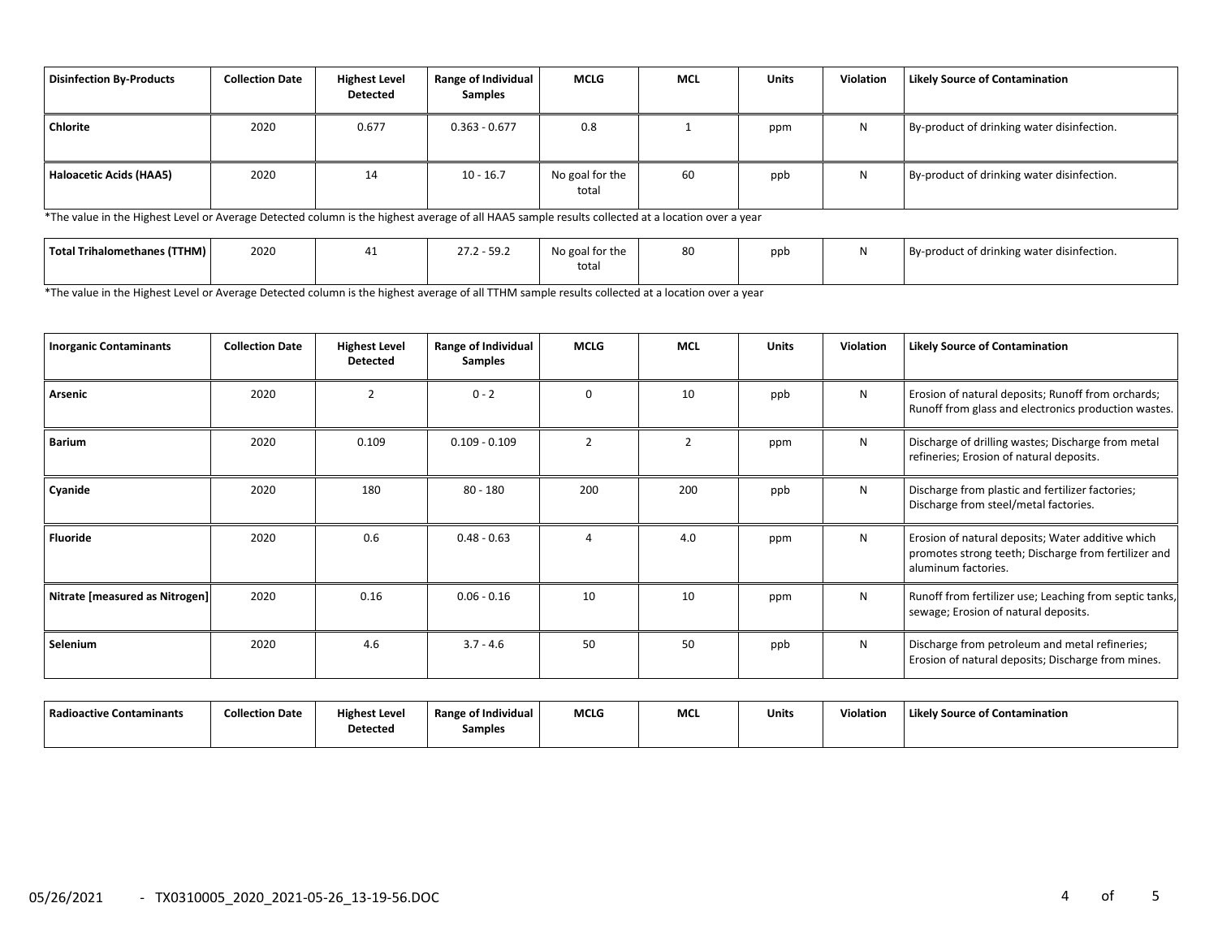| Disinfection By-Products | Collection Date | Highest Level Detected | Range of Individual Samples | MCLG | MCL | Units | Violation | Likely Source of Contamination |
|---|---|---|---|---|---|---|---|---|
| Chlorite | 2020 | 0.677 | 0.363 - 0.677 | 0.8 | 1 | ppm | N | By-product of drinking water disinfection. |
| Haloacetic Acids (HAA5) | 2020 | 14 | 10 - 16.7 | No goal for the total | 60 | ppb | N | By-product of drinking water disinfection. |

*The value in the Highest Level or Average Detected column is the highest average of all HAA5 sample results collected at a location over a year

| Disinfection By-Products | Collection Date | Highest Level Detected | Range of Individual Samples | MCLG | MCL | Units | Violation | Likely Source of Contamination |
|---|---|---|---|---|---|---|---|---|
| Total Trihalomethanes (TTHM) | 2020 | 41 | 27.2 - 59.2 | No goal for the total | 80 | ppb | N | By-product of drinking water disinfection. |

*The value in the Highest Level or Average Detected column is the highest average of all TTHM sample results collected at a location over a year

| Inorganic Contaminants | Collection Date | Highest Level Detected | Range of Individual Samples | MCLG | MCL | Units | Violation | Likely Source of Contamination |
|---|---|---|---|---|---|---|---|---|
| Arsenic | 2020 | 2 | 0 - 2 | 0 | 10 | ppb | N | Erosion of natural deposits; Runoff from orchards; Runoff from glass and electronics production wastes. |
| Barium | 2020 | 0.109 | 0.109 - 0.109 | 2 | 2 | ppm | N | Discharge of drilling wastes; Discharge from metal refineries; Erosion of natural deposits. |
| Cyanide | 2020 | 180 | 80 - 180 | 200 | 200 | ppb | N | Discharge from plastic and fertilizer factories; Discharge from steel/metal factories. |
| Fluoride | 2020 | 0.6 | 0.48 - 0.63 | 4 | 4.0 | ppm | N | Erosion of natural deposits; Water additive which promotes strong teeth; Discharge from fertilizer and aluminum factories. |
| Nitrate [measured as Nitrogen] | 2020 | 0.16 | 0.06 - 0.16 | 10 | 10 | ppm | N | Runoff from fertilizer use; Leaching from septic tanks, sewage; Erosion of natural deposits. |
| Selenium | 2020 | 4.6 | 3.7 - 4.6 | 50 | 50 | ppb | N | Discharge from petroleum and metal refineries; Erosion of natural deposits; Discharge from mines. |

| Radioactive Contaminants | Collection Date | Highest Level Detected | Range of Individual Samples | MCLG | MCL | Units | Violation | Likely Source of Contamination |
|---|---|---|---|---|---|---|---|---|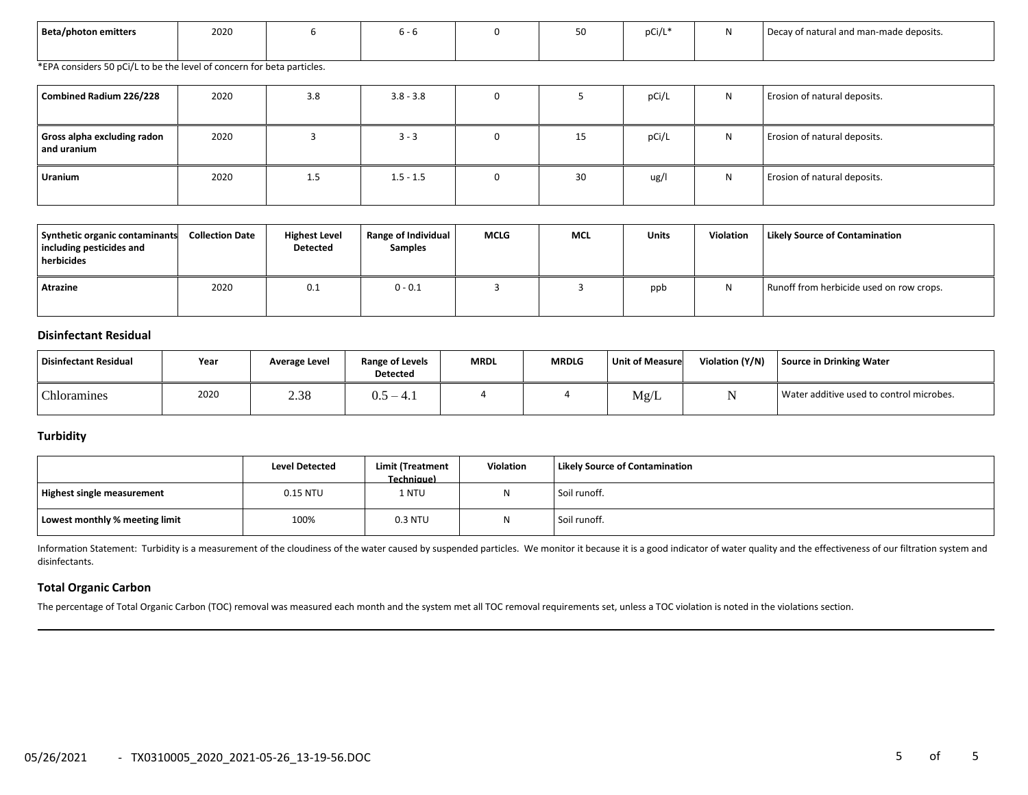| | | | | | | | | |
|---|---|---|---|---|---|---|---|---|
| **Beta/photon emitters** | 2020 | 6 | 6 - 6 | 0 | 50 | pCi/L* | N | Decay of natural and man-made deposits. |

*EPA considers 50 pCi/L to be the level of concern for beta particles.

| | | | | | | | | |
|---|---|---|---|---|---|---|---|---|
| **Combined Radium 226/228** | 2020 | 3.8 | 3.8 - 3.8 | 0 | 5 | pCi/L | N | Erosion of natural deposits. |
| **Gross alpha excluding radon and uranium** | 2020 | 3 | 3 - 3 | 0 | 15 | pCi/L | N | Erosion of natural deposits. |
| **Uranium** | 2020 | 1.5 | 1.5 - 1.5 | 0 | 30 | ug/l | N | Erosion of natural deposits. |

| Synthetic organic contaminants including pesticides and herbicides | Collection Date | Highest Level Detected | Range of Individual Samples | MCLG | MCL | Units | Violation | Likely Source of Contamination |
|---|---|---|---|---|---|---|---|---|
| **Atrazine** | 2020 | 0.1 | 0 - 0.1 | 3 | 3 | ppb | N | Runoff from herbicide used on row crops. |

### Disinfectant Residual

| Disinfectant Residual | Year | Average Level | Range of Levels Detected | MRDL | MRDLG | Unit of Measure | Violation (Y/N) | Source in Drinking Water |
|---|---|---|---|---|---|---|---|---|
| Chloramines | 2020 | 2.38 | 0.5 – 4.1 | 4 | 4 | Mg/L | N | Water additive used to control microbes. |

### Turbidity

| | Level Detected | Limit (Treatment Technique) | Violation | Likely Source of Contamination |
|---|---|---|---|---|
| **Highest single measurement** | 0.15 NTU | 1 NTU | N | Soil runoff. |
| **Lowest monthly % meeting limit** | 100% | 0.3 NTU | N | Soil runoff. |

Information Statement: Turbidity is a measurement of the cloudiness of the water caused by suspended particles. We monitor it because it is a good indicator of water quality and the effectiveness of our filtration system and disinfectants.

### Total Organic Carbon

The percentage of Total Organic Carbon (TOC) removal was measured each month and the system met all TOC removal requirements set, unless a TOC violation is noted in the violations section.